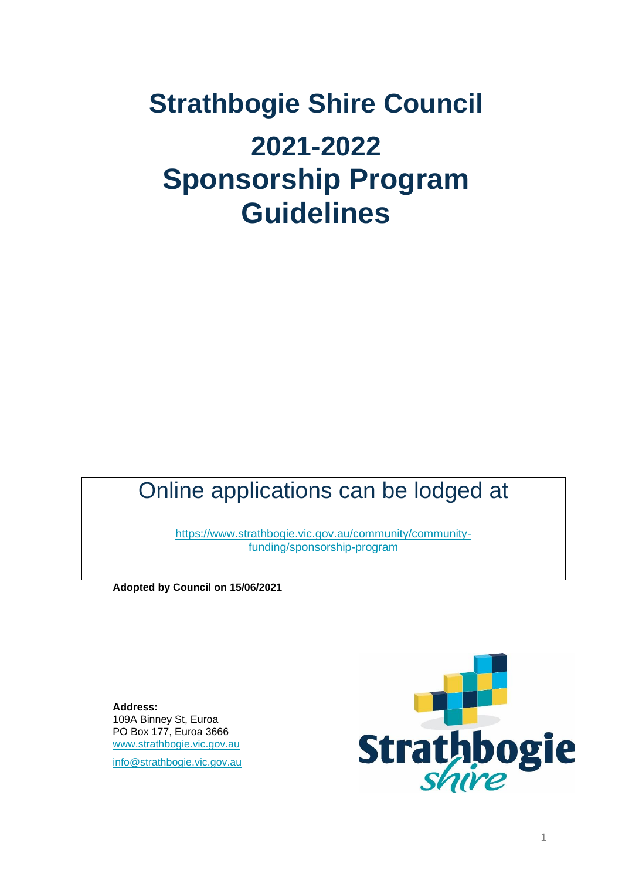# Strathbogie Shire Council

# 2021-2022 Sponsorship Program Guidelines

Online applications can be lodged at

https://www.strathbogie.vic.gov.au/community/community-funding/sponsorship-program

**Adopted by Council on 15/06/2021**

**Address:**
109A Binney St, Euroa
PO Box 177, Euroa 3666
www.strathbogie.vic.gov.au
info@strathbogie.vic.gov.au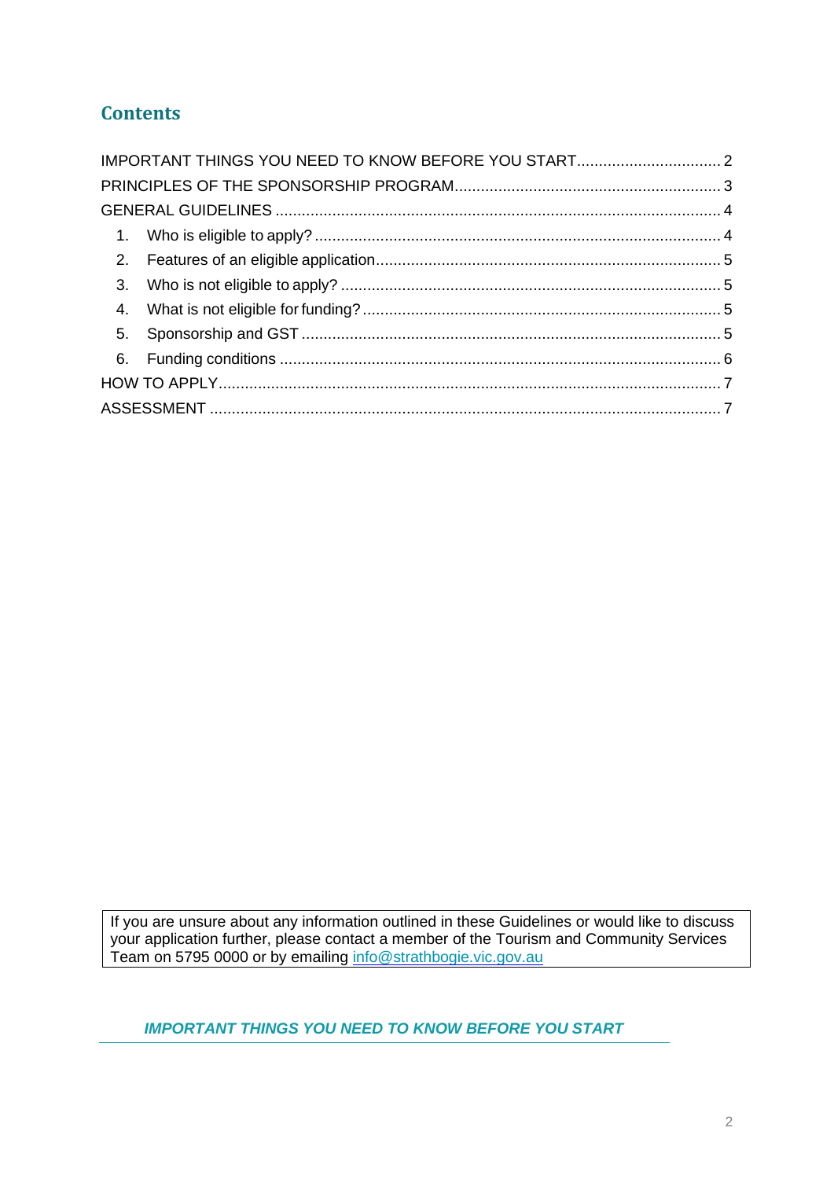## Contents

IMPORTANT THINGS YOU NEED TO KNOW BEFORE YOU START................................. 2

PRINCIPLES OF THE SPONSORSHIP PROGRAM............................................................. 3

GENERAL GUIDELINES ..................................................................................................... 4

1. Who is eligible to apply? ............................................................................................ 4
2. Features of an eligible application.............................................................................. 5
3. Who is not eligible to apply? ...................................................................................... 5
4. What is not eligible for funding? ................................................................................. 5
5. Sponsorship and GST ............................................................................................... 5
6. Funding conditions .................................................................................................... 6

HOW TO APPLY.................................................................................................................. 7

ASSESSMENT .................................................................................................................... 7

If you are unsure about any information outlined in these Guidelines or would like to discuss your application further, please contact a member of the Tourism and Community Services Team on 5795 0000 or by emailing info@strathbogie.vic.gov.au

## *IMPORTANT THINGS YOU NEED TO KNOW BEFORE YOU START*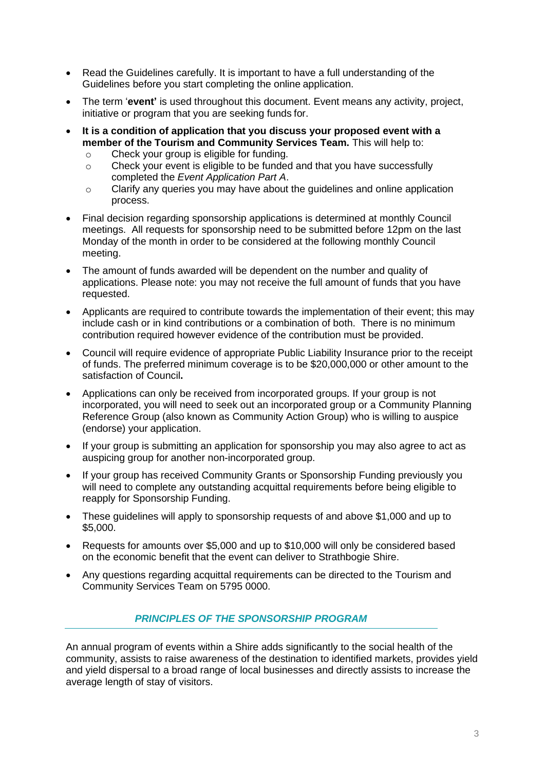- Read the Guidelines carefully. It is important to have a full understanding of the Guidelines before you start completing the online application.
- The term '**event**' is used throughout this document. Event means any activity, project, initiative or program that you are seeking funds for.
- **It is a condition of application that you discuss your proposed event with a member of the Tourism and Community Services Team.** This will help to:
  - Check your group is eligible for funding.
  - Check your event is eligible to be funded and that you have successfully completed the *Event Application Part A*.
  - Clarify any queries you may have about the guidelines and online application process.
- Final decision regarding sponsorship applications is determined at monthly Council meetings. All requests for sponsorship need to be submitted before 12pm on the last Monday of the month in order to be considered at the following monthly Council meeting.
- The amount of funds awarded will be dependent on the number and quality of applications. Please note: you may not receive the full amount of funds that you have requested.
- Applicants are required to contribute towards the implementation of their event; this may include cash or in kind contributions or a combination of both. There is no minimum contribution required however evidence of the contribution must be provided.
- Council will require evidence of appropriate Public Liability Insurance prior to the receipt of funds. The preferred minimum coverage is to be $20,000,000 or other amount to the satisfaction of Council.
- Applications can only be received from incorporated groups. If your group is not incorporated, you will need to seek out an incorporated group or a Community Planning Reference Group (also known as Community Action Group) who is willing to auspice (endorse) your application.
- If your group is submitting an application for sponsorship you may also agree to act as auspicing group for another non-incorporated group.
- If your group has received Community Grants or Sponsorship Funding previously you will need to complete any outstanding acquittal requirements before being eligible to reapply for Sponsorship Funding.
- These guidelines will apply to sponsorship requests of and above $1,000 and up to $5,000.
- Requests for amounts over $5,000 and up to $10,000 will only be considered based on the economic benefit that the event can deliver to Strathbogie Shire.
- Any questions regarding acquittal requirements can be directed to the Tourism and Community Services Team on 5795 0000.

## *PRINCIPLES OF THE SPONSORSHIP PROGRAM*

An annual program of events within a Shire adds significantly to the social health of the community, assists to raise awareness of the destination to identified markets, provides yield and yield dispersal to a broad range of local businesses and directly assists to increase the average length of stay of visitors.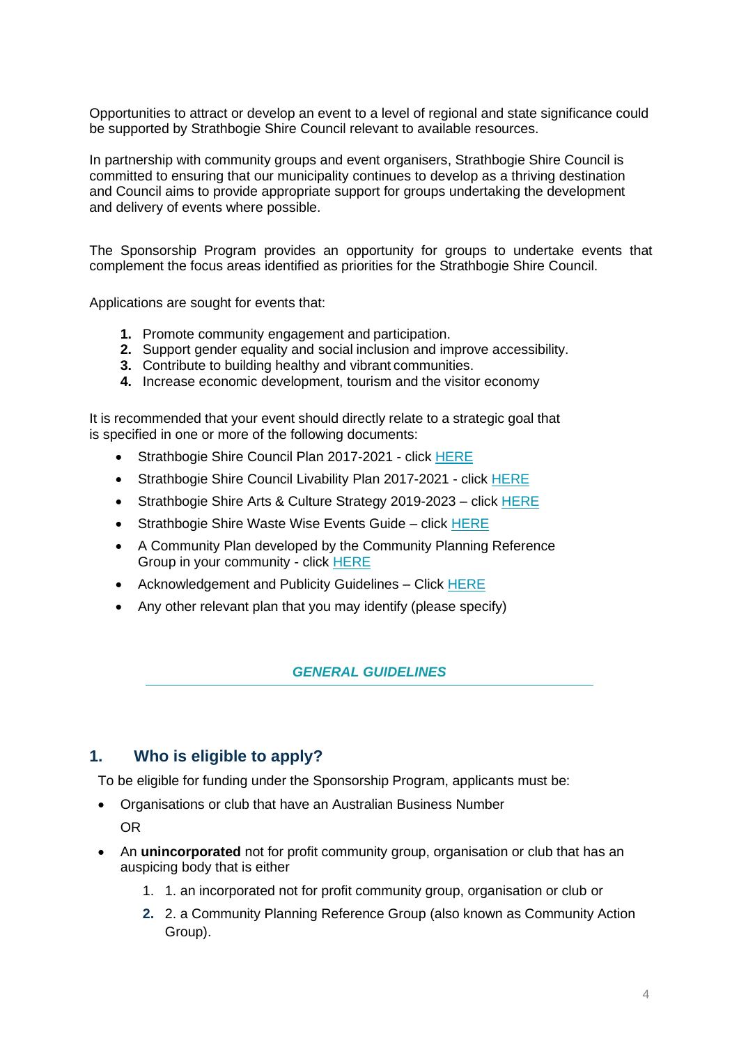Opportunities to attract or develop an event to a level of regional and state significance could be supported by Strathbogie Shire Council relevant to available resources.

In partnership with community groups and event organisers, Strathbogie Shire Council is committed to ensuring that our municipality continues to develop as a thriving destination and Council aims to provide appropriate support for groups undertaking the development and delivery of events where possible.

The Sponsorship Program provides an opportunity for groups to undertake events that complement the focus areas identified as priorities for the Strathbogie Shire Council.

Applications are sought for events that:

1. Promote community engagement and participation.
2. Support gender equality and social inclusion and improve accessibility.
3. Contribute to building healthy and vibrant communities.
4. Increase economic development, tourism and the visitor economy

It is recommended that your event should directly relate to a strategic goal that is specified in one or more of the following documents:

- Strathbogie Shire Council Plan 2017-2021 - click HERE
- Strathbogie Shire Council Livability Plan 2017-2021 - click HERE
- Strathbogie Shire Arts & Culture Strategy 2019-2023 – click HERE
- Strathbogie Shire Waste Wise Events Guide – click HERE
- A Community Plan developed by the Community Planning Reference Group in your community - click HERE
- Acknowledgement and Publicity Guidelines – Click HERE
- Any other relevant plan that you may identify (please specify)

***GENERAL GUIDELINES***

## 1. Who is eligible to apply?

To be eligible for funding under the Sponsorship Program, applicants must be:

- Organisations or club that have an Australian Business Number

  OR

- An **unincorporated** not for profit community group, organisation or club that has an auspicing body that is either
  1. 1. an incorporated not for profit community group, organisation or club or
  2. 2. a Community Planning Reference Group (also known as Community Action Group).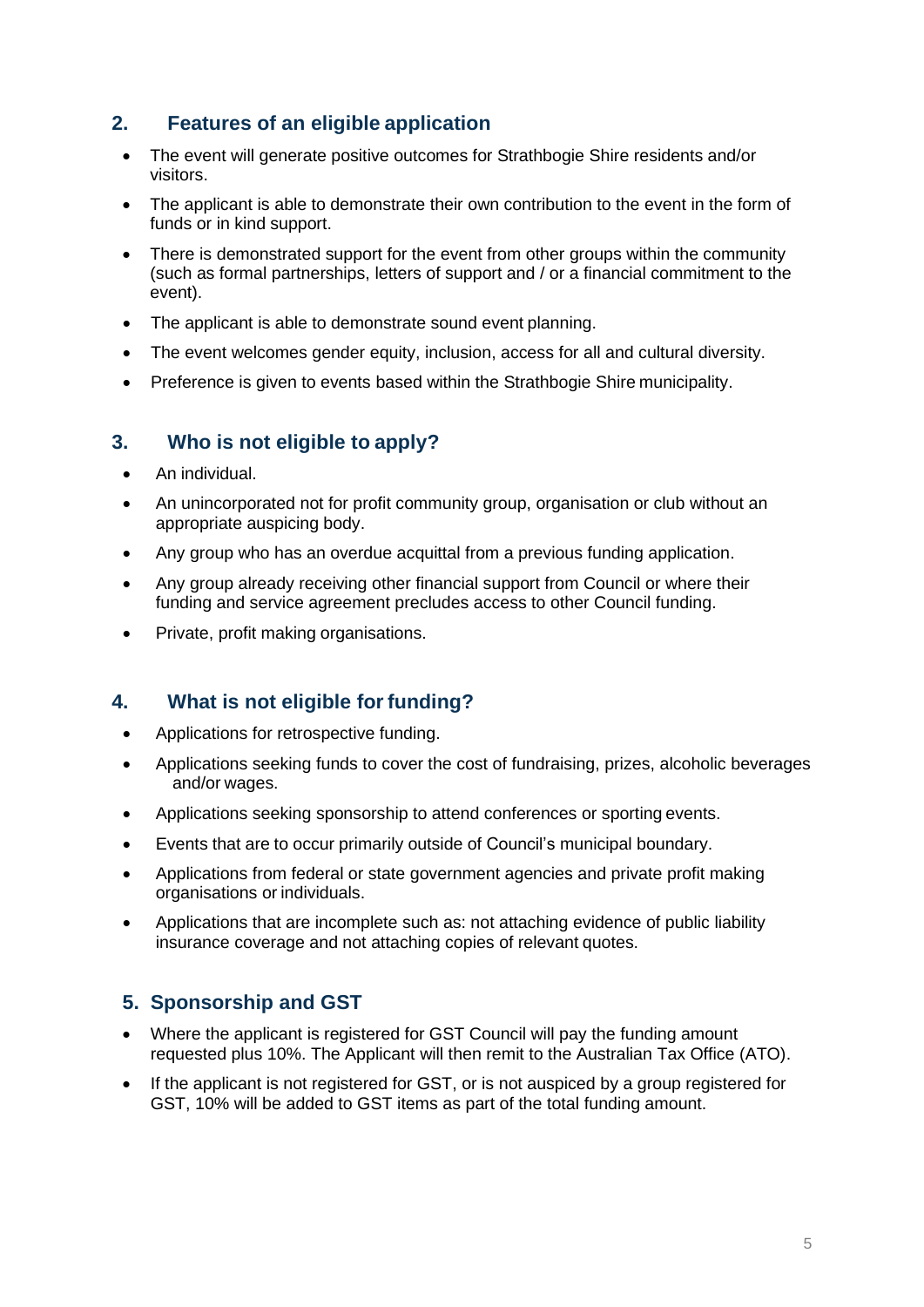## 2. Features of an eligible application

- The event will generate positive outcomes for Strathbogie Shire residents and/or visitors.
- The applicant is able to demonstrate their own contribution to the event in the form of funds or in kind support.
- There is demonstrated support for the event from other groups within the community (such as formal partnerships, letters of support and / or a financial commitment to the event).
- The applicant is able to demonstrate sound event planning.
- The event welcomes gender equity, inclusion, access for all and cultural diversity.
- Preference is given to events based within the Strathbogie Shire municipality.

## 3. Who is not eligible to apply?

- An individual.
- An unincorporated not for profit community group, organisation or club without an appropriate auspicing body.
- Any group who has an overdue acquittal from a previous funding application.
- Any group already receiving other financial support from Council or where their funding and service agreement precludes access to other Council funding.
- Private, profit making organisations.

## 4. What is not eligible for funding?

- Applications for retrospective funding.
- Applications seeking funds to cover the cost of fundraising, prizes, alcoholic beverages and/or wages.
- Applications seeking sponsorship to attend conferences or sporting events.
- Events that are to occur primarily outside of Council's municipal boundary.
- Applications from federal or state government agencies and private profit making organisations or individuals.
- Applications that are incomplete such as: not attaching evidence of public liability insurance coverage and not attaching copies of relevant quotes.

## 5. Sponsorship and GST

- Where the applicant is registered for GST Council will pay the funding amount requested plus 10%. The Applicant will then remit to the Australian Tax Office (ATO).
- If the applicant is not registered for GST, or is not auspiced by a group registered for GST, 10% will be added to GST items as part of the total funding amount.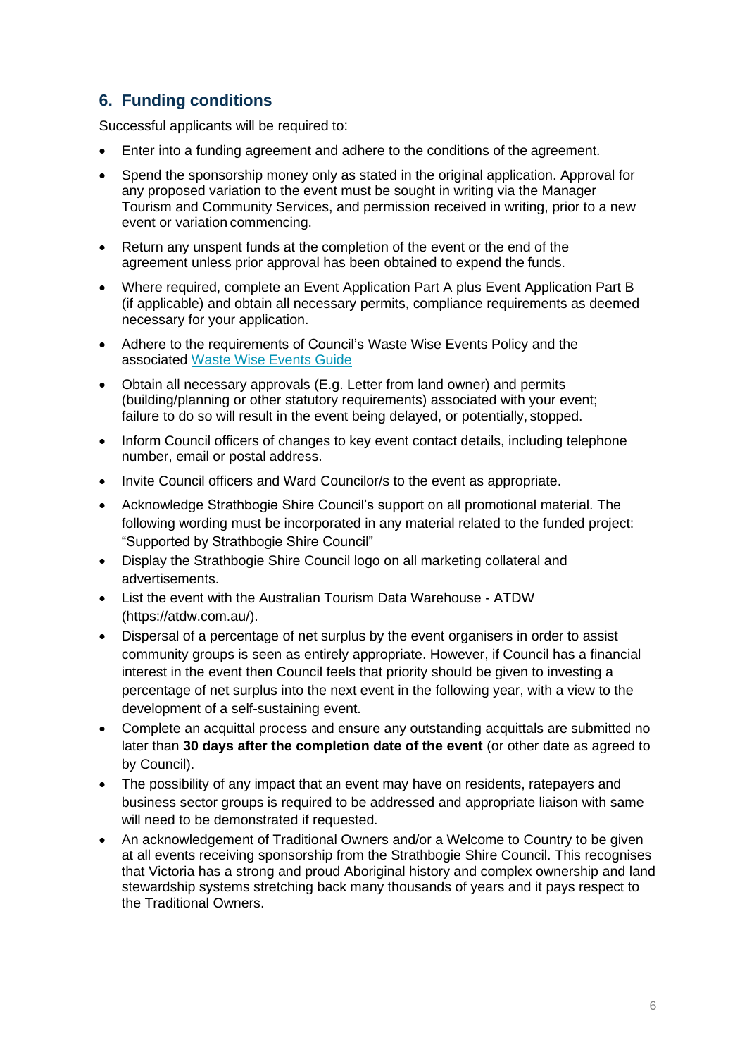## 6. Funding conditions

Successful applicants will be required to:

- Enter into a funding agreement and adhere to the conditions of the agreement.
- Spend the sponsorship money only as stated in the original application. Approval for any proposed variation to the event must be sought in writing via the Manager Tourism and Community Services, and permission received in writing, prior to a new event or variation commencing.
- Return any unspent funds at the completion of the event or the end of the agreement unless prior approval has been obtained to expend the funds.
- Where required, complete an Event Application Part A plus Event Application Part B (if applicable) and obtain all necessary permits, compliance requirements as deemed necessary for your application.
- Adhere to the requirements of Council's Waste Wise Events Policy and the associated Waste Wise Events Guide
- Obtain all necessary approvals (E.g. Letter from land owner) and permits (building/planning or other statutory requirements) associated with your event; failure to do so will result in the event being delayed, or potentially, stopped.
- Inform Council officers of changes to key event contact details, including telephone number, email or postal address.
- Invite Council officers and Ward Councilor/s to the event as appropriate.
- Acknowledge Strathbogie Shire Council's support on all promotional material. The following wording must be incorporated in any material related to the funded project: "Supported by Strathbogie Shire Council"
- Display the Strathbogie Shire Council logo on all marketing collateral and advertisements.
- List the event with the Australian Tourism Data Warehouse - ATDW (https://atdw.com.au/).
- Dispersal of a percentage of net surplus by the event organisers in order to assist community groups is seen as entirely appropriate. However, if Council has a financial interest in the event then Council feels that priority should be given to investing a percentage of net surplus into the next event in the following year, with a view to the development of a self-sustaining event.
- Complete an acquittal process and ensure any outstanding acquittals are submitted no later than **30 days after the completion date of the event** (or other date as agreed to by Council).
- The possibility of any impact that an event may have on residents, ratepayers and business sector groups is required to be addressed and appropriate liaison with same will need to be demonstrated if requested.
- An acknowledgement of Traditional Owners and/or a Welcome to Country to be given at all events receiving sponsorship from the Strathbogie Shire Council. This recognises that Victoria has a strong and proud Aboriginal history and complex ownership and land stewardship systems stretching back many thousands of years and it pays respect to the Traditional Owners.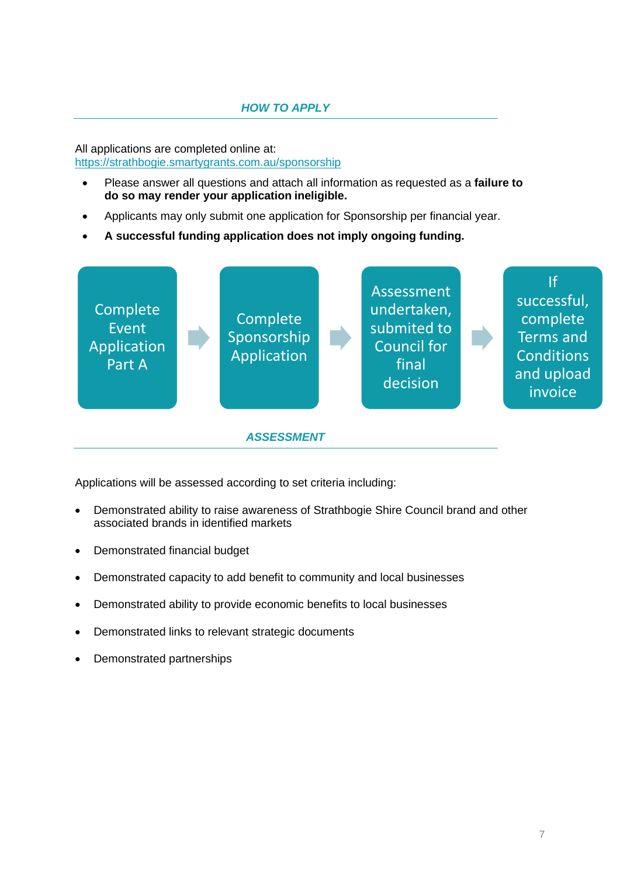## *HOW TO APPLY*

All applications are completed online at:
https://strathbogie.smartygrants.com.au/sponsorship

- Please answer all questions and attach all information as requested as a **failure to do so may render your application ineligible.**
- Applicants may only submit one application for Sponsorship per financial year.
- **A successful funding application does not imply ongoing funding.**

Complete Event Application Part A → Complete Sponsorship Application → Assessment undertaken, submited to Council for final decision → If successful, complete Terms and Conditions and upload invoice

## *ASSESSMENT*

Applications will be assessed according to set criteria including:

- Demonstrated ability to raise awareness of Strathbogie Shire Council brand and other associated brands in identified markets
- Demonstrated financial budget
- Demonstrated capacity to add benefit to community and local businesses
- Demonstrated ability to provide economic benefits to local businesses
- Demonstrated links to relevant strategic documents
- Demonstrated partnerships